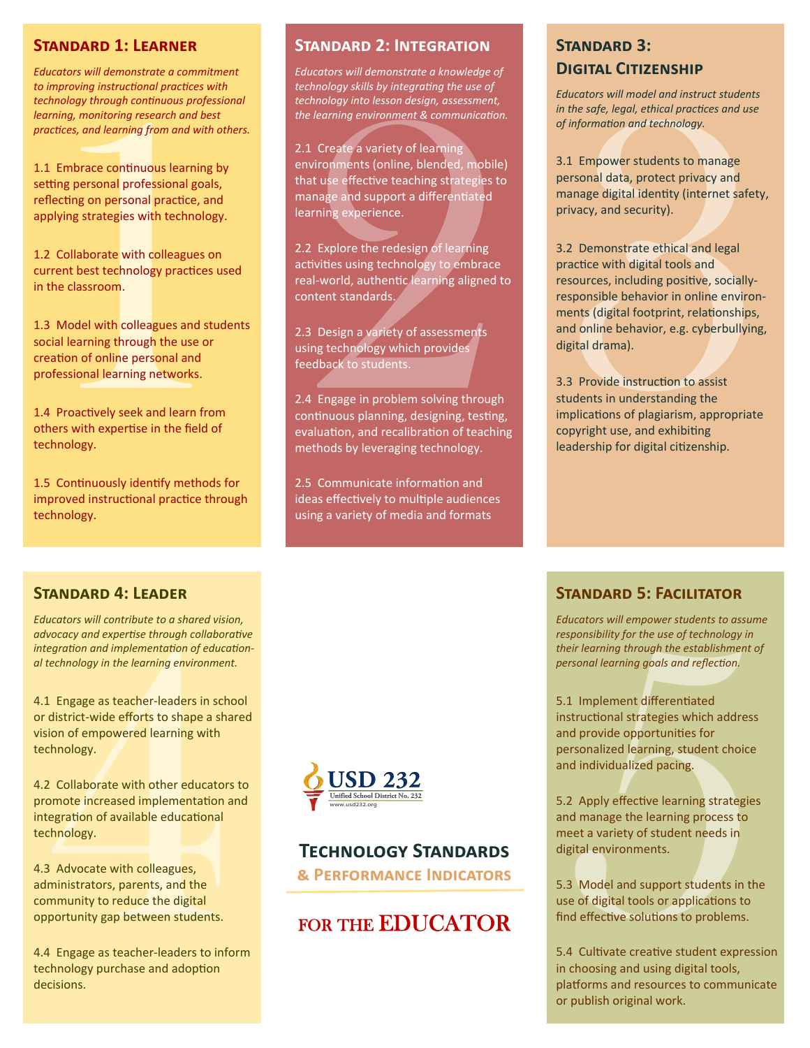## Standard 1: Learner

*Educators will demonstrate a commitment to improving instructional practices with technology through continuous professional learning, monitoring research and best practices, and learning from and with others.*

1.1 Embrace continuous learning by setting personal professional goals, reflecting on personal practice, and applying strategies with technology.

1.2 Collaborate with colleagues on current best technology practices used in the classroom.

1.3 Model with colleagues and students social learning through the use or creation of online personal and professional learning networks.

1.4 Proactively seek and learn from others with expertise in the field of technology.

1.5 Continuously identify methods for improved instructional practice through technology.

## Standard 2: Integration

*Educators will demonstrate a knowledge of technology skills by integrating the use of technology into lesson design, assessment, the learning environment & communication.*

2.1 Create a variety of learning environments (online, blended, mobile) that use effective teaching strategies to manage and support a differentiated learning experience.

2.2 Explore the redesign of learning activities using technology to embrace real-world, authentic learning aligned to content standards.

2.3 Design a variety of assessments using technology which provides feedback to students.

2.4 Engage in problem solving through continuous planning, designing, testing, evaluation, and recalibration of teaching methods by leveraging technology.

2.5 Communicate information and ideas effectively to multiple audiences using a variety of media and formats

## Standard 3: Digital Citizenship

*Educators will model and instruct students in the safe, legal, ethical practices and use of information and technology.*

3.1 Empower students to manage personal data, protect privacy and manage digital identity (internet safety, privacy, and security).

3.2 Demonstrate ethical and legal practice with digital tools and resources, including positive, socially-responsible behavior in online environments (digital footprint, relationships, and online behavior, e.g. cyberbullying, digital drama).

3.3 Provide instruction to assist students in understanding the implications of plagiarism, appropriate copyright use, and exhibiting leadership for digital citizenship.

## Standard 4: Leader

*Educators will contribute to a shared vision, advocacy and expertise through collaborative integration and implementation of educational technology in the learning environment.*

4.1 Engage as teacher-leaders in school or district-wide efforts to shape a shared vision of empowered learning with technology.

4.2 Collaborate with other educators to promote increased implementation and integration of available educational technology.

4.3 Advocate with colleagues, administrators, parents, and the community to reduce the digital opportunity gap between students.

4.4 Engage as teacher-leaders to inform technology purchase and adoption decisions.

USD 232
Unified School District No. 232
www.usd232.org

# Technology Standards
## & Performance Indicators
## for the EDUCATOR

## Standard 5: Facilitator

*Educators will empower students to assume responsibility for the use of technology in their learning through the establishment of personal learning goals and reflection.*

5.1 Implement differentiated instructional strategies which address and provide opportunities for personalized learning, student choice and individualized pacing.

5.2 Apply effective learning strategies and manage the learning process to meet a variety of student needs in digital environments.

5.3 Model and support students in the use of digital tools or applications to find effective solutions to problems.

5.4 Cultivate creative student expression in choosing and using digital tools, platforms and resources to communicate or publish original work.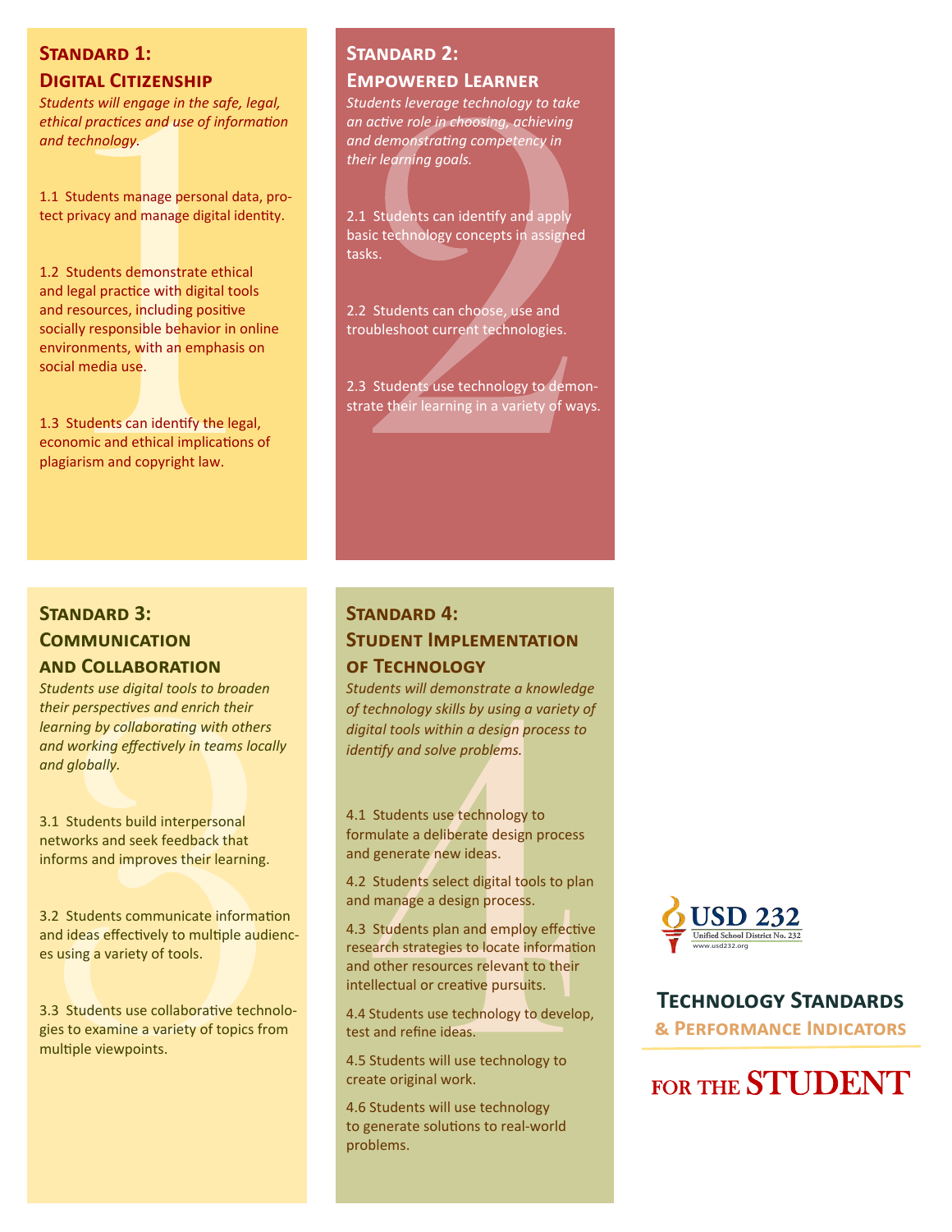## Standard 1: Digital Citizenship

*Students will engage in the safe, legal, ethical practices and use of information and technology.*

1.1 Students manage personal data, protect privacy and manage digital identity.

1.2 Students demonstrate ethical and legal practice with digital tools and resources, including positive socially responsible behavior in online environments, with an emphasis on social media use.

1.3 Students can identify the legal, economic and ethical implications of plagiarism and copyright law.

## Standard 2: Empowered Learner

*Students leverage technology to take an active role in choosing, achieving and demonstrating competency in their learning goals.*

2.1 Students can identify and apply basic technology concepts in assigned tasks.

2.2 Students can choose, use and troubleshoot current technologies.

2.3 Students use technology to demonstrate their learning in a variety of ways.

## Standard 3: Communication and Collaboration

*Students use digital tools to broaden their perspectives and enrich their learning by collaborating with others and working effectively in teams locally and globally.*

3.1 Students build interpersonal networks and seek feedback that informs and improves their learning.

3.2 Students communicate information and ideas effectively to multiple audiences using a variety of tools.

3.3 Students use collaborative technologies to examine a variety of topics from multiple viewpoints.

## Standard 4: Student Implementation of Technology

*Students will demonstrate a knowledge of technology skills by using a variety of digital tools within a design process to identify and solve problems.*

4.1 Students use technology to formulate a deliberate design process and generate new ideas.

4.2 Students select digital tools to plan and manage a design process.

4.3 Students plan and employ effective research strategies to locate information and other resources relevant to their intellectual or creative pursuits.

4.4 Students use technology to develop, test and refine ideas.

4.5 Students will use technology to create original work.

4.6 Students will use technology to generate solutions to real-world problems.

USD 232
Unified School District No. 232
www.usd232.org

# Technology Standards
## & Performance Indicators

# FOR THE STUDENT